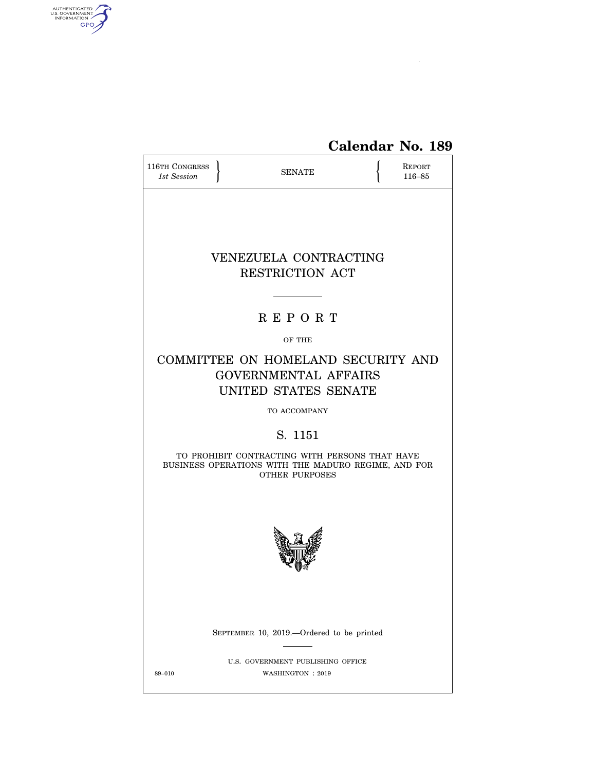AUTHENTICATED U.S. GOVERNMENT INFORMATION GPO

**Calendar No. 189**

| 116TH CONGRESS *1st Session* | SENATE | REPORT 116–85 |
|---|---|---|

# VENEZUELA CONTRACTING RESTRICTION ACT

## R E P O R T

OF THE

## COMMITTEE ON HOMELAND SECURITY AND GOVERNMENTAL AFFAIRS UNITED STATES SENATE

TO ACCOMPANY

## S. 1151

TO PROHIBIT CONTRACTING WITH PERSONS THAT HAVE BUSINESS OPERATIONS WITH THE MADURO REGIME, AND FOR OTHER PURPOSES

SEPTEMBER 10, 2019.—Ordered to be printed

U.S. GOVERNMENT PUBLISHING OFFICE

89–010 WASHINGTON : 2019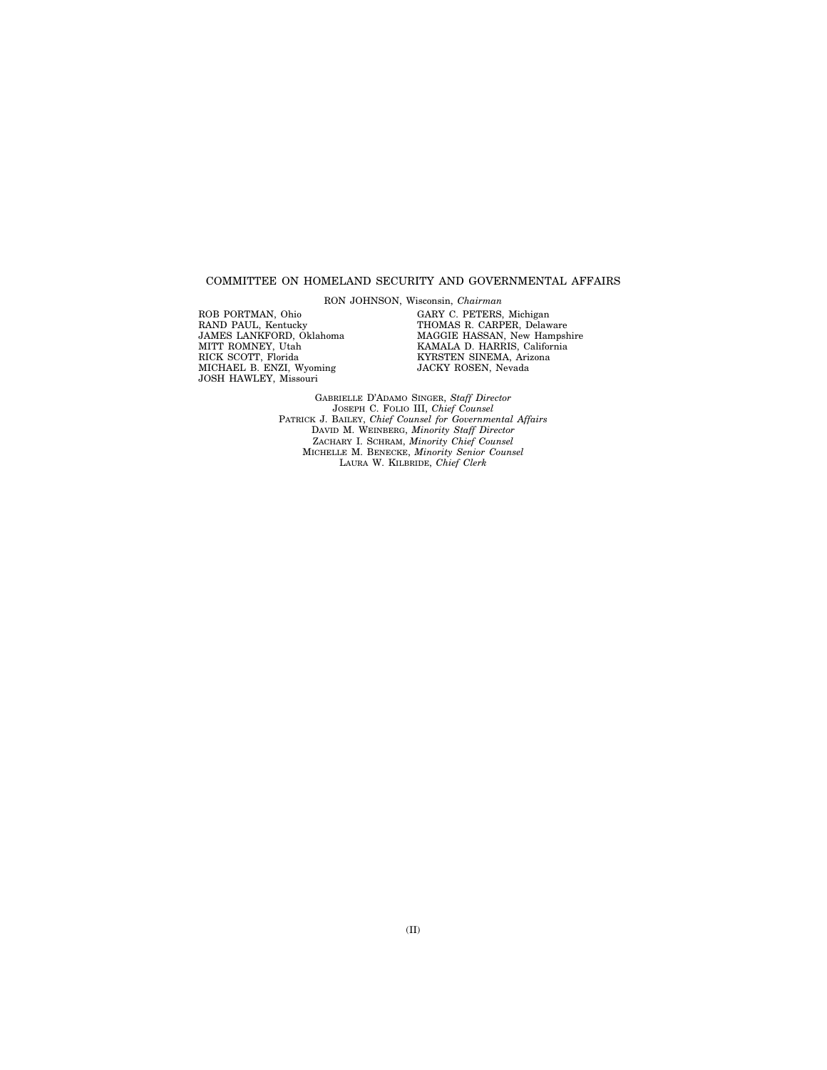## COMMITTEE ON HOMELAND SECURITY AND GOVERNMENTAL AFFAIRS

RON JOHNSON, Wisconsin, *Chairman*

ROB PORTMAN, Ohio
RAND PAUL, Kentucky
JAMES LANKFORD, Oklahoma
MITT ROMNEY, Utah
RICK SCOTT, Florida
MICHAEL B. ENZI, Wyoming
JOSH HAWLEY, Missouri

GARY C. PETERS, Michigan
THOMAS R. CARPER, Delaware
MAGGIE HASSAN, New Hampshire
KAMALA D. HARRIS, California
KYRSTEN SINEMA, Arizona
JACKY ROSEN, Nevada

GABRIELLE D'ADAMO SINGER, *Staff Director*
JOSEPH C. FOLIO III, *Chief Counsel*
PATRICK J. BAILEY, *Chief Counsel for Governmental Affairs*
DAVID M. WEINBERG, *Minority Staff Director*
ZACHARY I. SCHRAM, *Minority Chief Counsel*
MICHELLE M. BENECKE, *Minority Senior Counsel*
LAURA W. KILBRIDE, *Chief Clerk*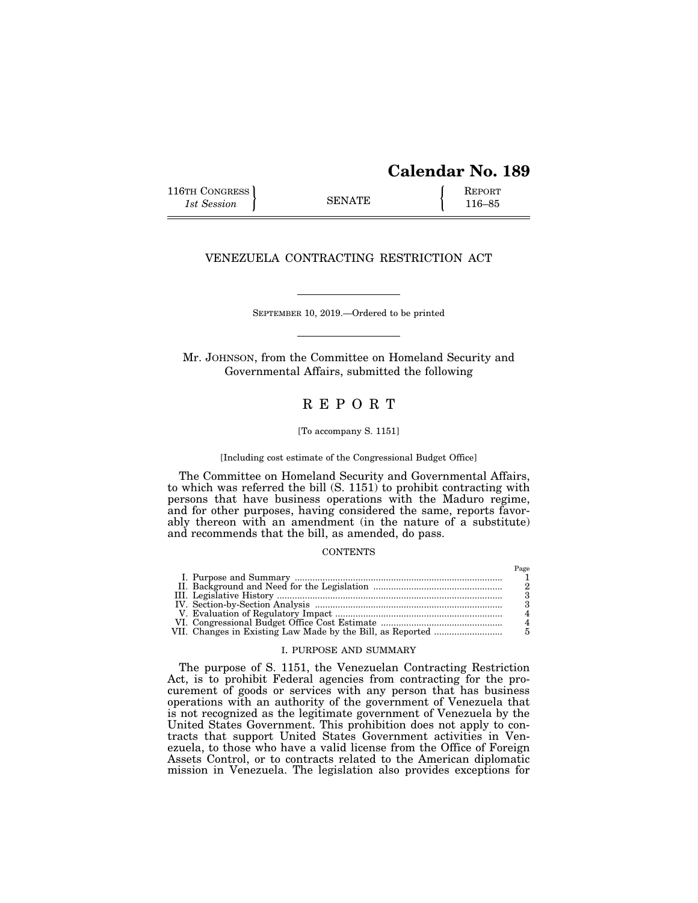# Calendar No. 189

116TH CONGRESS 1st Session | SENATE | REPORT 116–85

## VENEZUELA CONTRACTING RESTRICTION ACT

SEPTEMBER 10, 2019.—Ordered to be printed

Mr. JOHNSON, from the Committee on Homeland Security and Governmental Affairs, submitted the following

# R E P O R T

[To accompany S. 1151]

[Including cost estimate of the Congressional Budget Office]

The Committee on Homeland Security and Governmental Affairs, to which was referred the bill (S. 1151) to prohibit contracting with persons that have business operations with the Maduro regime, and for other purposes, having considered the same, reports favorably thereon with an amendment (in the nature of a substitute) and recommends that the bill, as amended, do pass.

CONTENTS

| | Page |
|---|---|
| I. Purpose and Summary | 1 |
| II. Background and Need for the Legislation | 2 |
| III. Legislative History | 3 |
| IV. Section-by-Section Analysis | 3 |
| V. Evaluation of Regulatory Impact | 4 |
| VI. Congressional Budget Office Cost Estimate | 4 |
| VII. Changes in Existing Law Made by the Bill, as Reported | 5 |

## I. PURPOSE AND SUMMARY

The purpose of S. 1151, the Venezuelan Contracting Restriction Act, is to prohibit Federal agencies from contracting for the procurement of goods or services with any person that has business operations with an authority of the government of Venezuela that is not recognized as the legitimate government of Venezuela by the United States Government. This prohibition does not apply to contracts that support United States Government activities in Venezuela, to those who have a valid license from the Office of Foreign Assets Control, or to contracts related to the American diplomatic mission in Venezuela. The legislation also provides exceptions for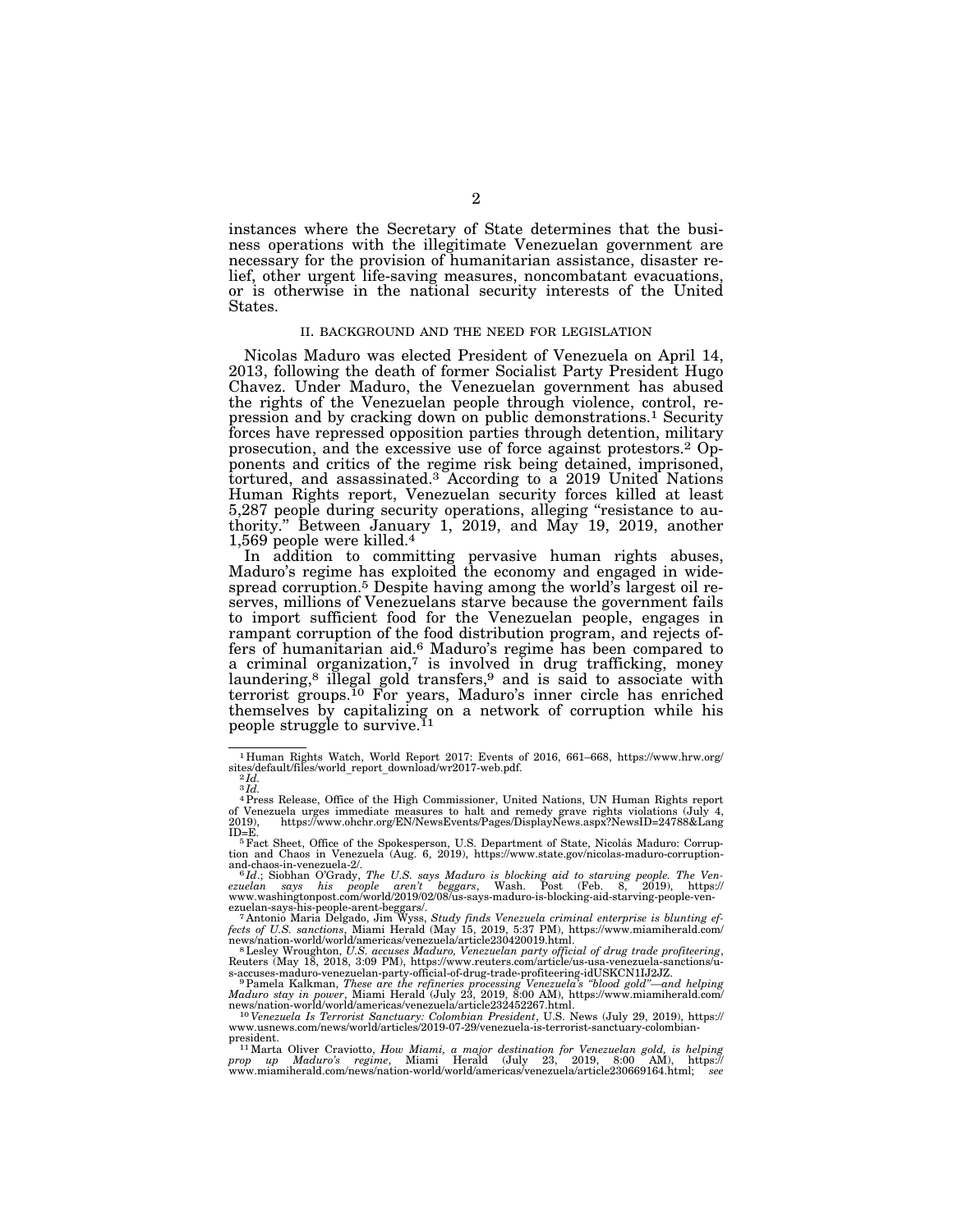instances where the Secretary of State determines that the business operations with the illegitimate Venezuelan government are necessary for the provision of humanitarian assistance, disaster relief, other urgent life-saving measures, noncombatant evacuations, or is otherwise in the national security interests of the United States.

## II. BACKGROUND AND THE NEED FOR LEGISLATION

Nicolas Maduro was elected President of Venezuela on April 14, 2013, following the death of former Socialist Party President Hugo Chavez. Under Maduro, the Venezuelan government has abused the rights of the Venezuelan people through violence, control, repression and by cracking down on public demonstrations.[1] Security forces have repressed opposition parties through detention, military prosecution, and the excessive use of force against protestors.[2] Opponents and critics of the regime risk being detained, imprisoned, tortured, and assassinated.[3] According to a 2019 United Nations Human Rights report, Venezuelan security forces killed at least 5,287 people during security operations, alleging "resistance to authority." Between January 1, 2019, and May 19, 2019, another 1,569 people were killed.[4]

In addition to committing pervasive human rights abuses, Maduro's regime has exploited the economy and engaged in widespread corruption.[5] Despite having among the world's largest oil reserves, millions of Venezuelans starve because the government fails to import sufficient food for the Venezuelan people, engages in rampant corruption of the food distribution program, and rejects offers of humanitarian aid.[6] Maduro's regime has been compared to a criminal organization,[7] is involved in drug trafficking, money laundering,[8] illegal gold transfers,[9] and is said to associate with terrorist groups.[10] For years, Maduro's inner circle has enriched themselves by capitalizing on a network of corruption while his people struggle to survive.[11]

---

[1] Human Rights Watch, World Report 2017: Events of 2016, 661–668, https://www.hrw.org/sites/default/files/world_report_download/wr2017-web.pdf.

[2] *Id.*

[3] *Id.*

[4] Press Release, Office of the High Commissioner, United Nations, UN Human Rights report of Venezuela urges immediate measures to halt and remedy grave rights violations (July 4, 2019), https://www.ohchr.org/EN/NewsEvents/Pages/DisplayNews.aspx?NewsID=24788&LangID=E.

[5] Fact Sheet, Office of the Spokesperson, U.S. Department of State, Nicolás Maduro: Corruption and Chaos in Venezuela (Aug. 6, 2019), https://www.state.gov/nicolas-maduro-corruption-and-chaos-in-venezuela-2/.

[6] *Id.*; Siobhan O'Grady, *The U.S. says Maduro is blocking aid to starving people. The Venezuelan says his people aren't beggars*, Wash. Post (Feb. 8, 2019), https://www.washingtonpost.com/world/2019/02/08/us-says-maduro-is-blocking-aid-starving-people-venezuelan-says-his-people-arent-beggars/.

[7] Antonio Maria Delgado, Jim Wyss, *Study finds Venezuela criminal enterprise is blunting effects of U.S. sanctions*, Miami Herald (May 15, 2019, 5:37 PM), https://www.miamiherald.com/news/nation-world/world/americas/venezuela/article230420019.html.

[8] Lesley Wroughton, *U.S. accuses Maduro, Venezuelan party official of drug trade profiteering*, Reuters (May 18, 2018, 3:09 PM), https://www.reuters.com/article/us-usa-venezuela-sanctions/u-s-accuses-maduro-venezuelan-party-official-of-drug-trade-profiteering-idUSKCN1IJ2JZ.

[9] Pamela Kalkman, *These are the refineries processing Venezuela's "blood gold"—and helping Maduro stay in power*, Miami Herald (July 23, 2019, 8:00 AM), https://www.miamiherald.com/news/nation-world/world/americas/venezuela/article232452267.html.

[10] *Venezuela Is Terrorist Sanctuary: Colombian President*, U.S. News (July 29, 2019), https://www.usnews.com/news/world/articles/2019-07-29/venezuela-is-terrorist-sanctuary-colombian-president.

[11] Marta Oliver Craviotto, *How Miami, a major destination for Venezuelan gold, is helping prop up Maduro's regime*, Miami Herald (July 23, 2019, 8:00 AM), https://www.miamiherald.com/news/nation-world/world/americas/venezuela/article230669164.html; *see*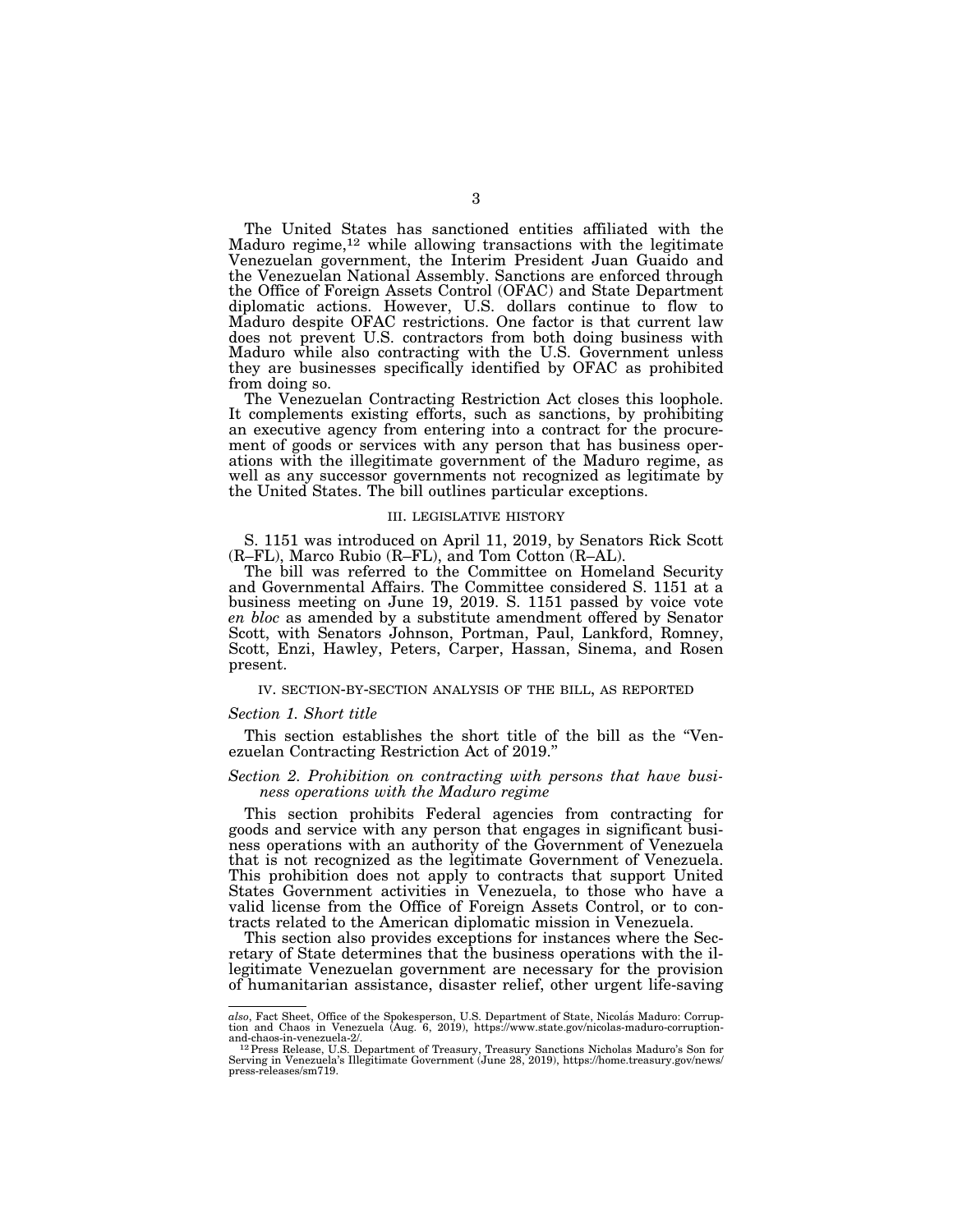The United States has sanctioned entities affiliated with the Maduro regime,[12] while allowing transactions with the legitimate Venezuelan government, the Interim President Juan Guaido and the Venezuelan National Assembly. Sanctions are enforced through the Office of Foreign Assets Control (OFAC) and State Department diplomatic actions. However, U.S. dollars continue to flow to Maduro despite OFAC restrictions. One factor is that current law does not prevent U.S. contractors from both doing business with Maduro while also contracting with the U.S. Government unless they are businesses specifically identified by OFAC as prohibited from doing so.

The Venezuelan Contracting Restriction Act closes this loophole. It complements existing efforts, such as sanctions, by prohibiting an executive agency from entering into a contract for the procurement of goods or services with any person that has business operations with the illegitimate government of the Maduro regime, as well as any successor governments not recognized as legitimate by the United States. The bill outlines particular exceptions.

## III. LEGISLATIVE HISTORY

S. 1151 was introduced on April 11, 2019, by Senators Rick Scott (R–FL), Marco Rubio (R–FL), and Tom Cotton (R–AL).

The bill was referred to the Committee on Homeland Security and Governmental Affairs. The Committee considered S. 1151 at a business meeting on June 19, 2019. S. 1151 passed by voice vote *en bloc* as amended by a substitute amendment offered by Senator Scott, with Senators Johnson, Portman, Paul, Lankford, Romney, Scott, Enzi, Hawley, Peters, Carper, Hassan, Sinema, and Rosen present.

## IV. SECTION-BY-SECTION ANALYSIS OF THE BILL, AS REPORTED

### *Section 1. Short title*

This section establishes the short title of the bill as the "Venezuelan Contracting Restriction Act of 2019."

### *Section 2. Prohibition on contracting with persons that have business operations with the Maduro regime*

This section prohibits Federal agencies from contracting for goods and service with any person that engages in significant business operations with an authority of the Government of Venezuela that is not recognized as the legitimate Government of Venezuela. This prohibition does not apply to contracts that support United States Government activities in Venezuela, to those who have a valid license from the Office of Foreign Assets Control, or to contracts related to the American diplomatic mission in Venezuela.

This section also provides exceptions for instances where the Secretary of State determines that the business operations with the illegitimate Venezuelan government are necessary for the provision of humanitarian assistance, disaster relief, other urgent life-saving

---

*also*, Fact Sheet, Office of the Spokesperson, U.S. Department of State, Nicolás Maduro: Corruption and Chaos in Venezuela (Aug. 6, 2019), https://www.state.gov/nicolas-maduro-corruption-and-chaos-in-venezuela-2/.

[12] Press Release, U.S. Department of Treasury, Treasury Sanctions Nicholas Maduro's Son for Serving in Venezuela's Illegitimate Government (June 28, 2019), https://home.treasury.gov/news/press-releases/sm719.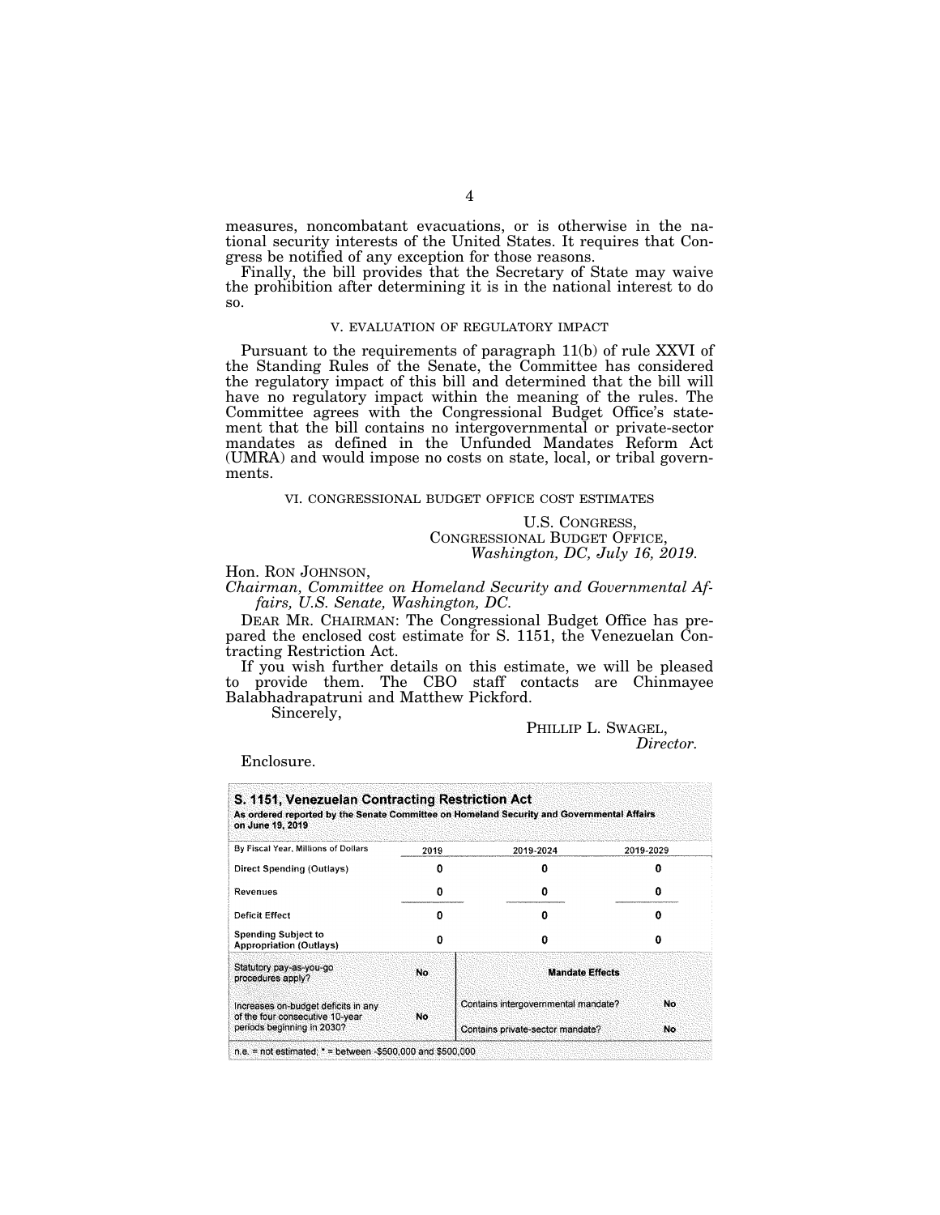measures, noncombatant evacuations, or is otherwise in the national security interests of the United States. It requires that Congress be notified of any exception for those reasons.

Finally, the bill provides that the Secretary of State may waive the prohibition after determining it is in the national interest to do so.

## V. EVALUATION OF REGULATORY IMPACT

Pursuant to the requirements of paragraph 11(b) of rule XXVI of the Standing Rules of the Senate, the Committee has considered the regulatory impact of this bill and determined that the bill will have no regulatory impact within the meaning of the rules. The Committee agrees with the Congressional Budget Office's statement that the bill contains no intergovernmental or private-sector mandates as defined in the Unfunded Mandates Reform Act (UMRA) and would impose no costs on state, local, or tribal governments.

## VI. CONGRESSIONAL BUDGET OFFICE COST ESTIMATES

U.S. CONGRESS,
CONGRESSIONAL BUDGET OFFICE,
*Washington, DC, July 16, 2019.*

Hon. RON JOHNSON,
*Chairman, Committee on Homeland Security and Governmental Affairs, U.S. Senate, Washington, DC.*

DEAR MR. CHAIRMAN: The Congressional Budget Office has prepared the enclosed cost estimate for S. 1151, the Venezuelan Contracting Restriction Act.

If you wish further details on this estimate, we will be pleased to provide them. The CBO staff contacts are Chinmayee Balabhadrapatruni and Matthew Pickford.

Sincerely,

PHILLIP L. SWAGEL,
*Director.*

Enclosure.

**S. 1151, Venezuelan Contracting Restriction Act**
**As ordered reported by the Senate Committee on Homeland Security and Governmental Affairs on June 19, 2019**

| By Fiscal Year, Millions of Dollars | 2019 | 2019-2024 | 2019-2029 |
|---|---|---|---|
| Direct Spending (Outlays) | 0 | 0 | 0 |
| Revenues | 0 | 0 | 0 |
| Deficit Effect | 0 | 0 | 0 |
| Spending Subject to Appropriation (Outlays) | 0 | 0 | 0 |

| Statutory pay-as-you-go procedures apply? | No | Mandate Effects | |
|---|---|---|---|
| Increases on-budget deficits in any of the four consecutive 10-year periods beginning in 2030? | No | Contains intergovernmental mandate? | No |
| | | Contains private-sector mandate? | No |

n.e. = not estimated; * = between -$500,000 and $500,000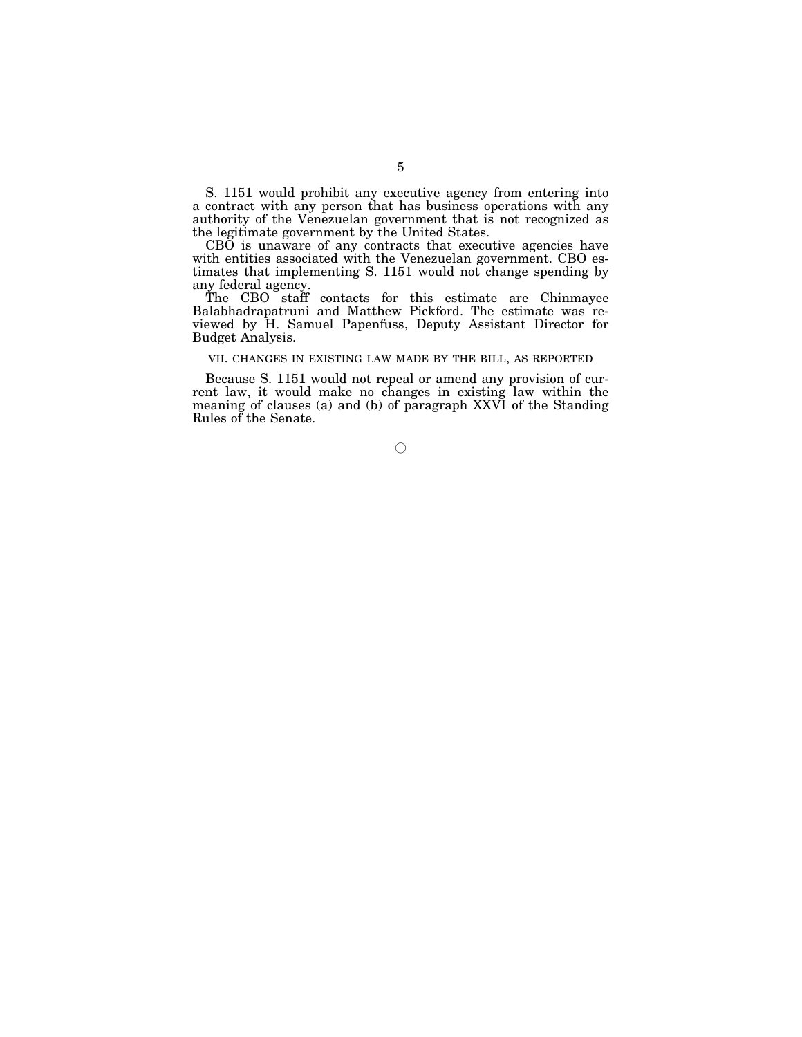S. 1151 would prohibit any executive agency from entering into a contract with any person that has business operations with any authority of the Venezuelan government that is not recognized as the legitimate government by the United States.

CBO is unaware of any contracts that executive agencies have with entities associated with the Venezuelan government. CBO estimates that implementing S. 1151 would not change spending by any federal agency.

The CBO staff contacts for this estimate are Chinmayee Balabhadrapatruni and Matthew Pickford. The estimate was reviewed by H. Samuel Papenfuss, Deputy Assistant Director for Budget Analysis.

## VII. CHANGES IN EXISTING LAW MADE BY THE BILL, AS REPORTED

Because S. 1151 would not repeal or amend any provision of current law, it would make no changes in existing law within the meaning of clauses (a) and (b) of paragraph XXVI of the Standing Rules of the Senate.

○